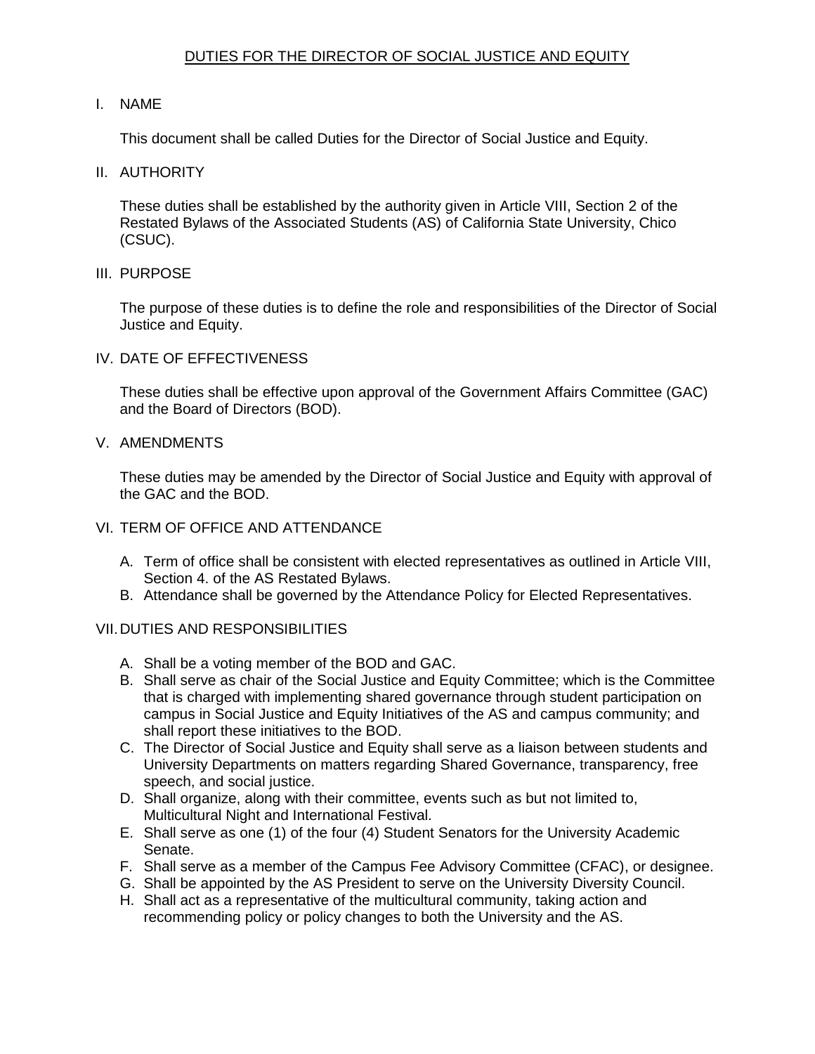# DUTIES FOR THE DIRECTOR OF SOCIAL JUSTICE AND EQUITY

## I. NAME

This document shall be called Duties for the Director of Social Justice and Equity.

## II. AUTHORITY

These duties shall be established by the authority given in Article VIII, Section 2 of the Restated Bylaws of the Associated Students (AS) of California State University, Chico (CSUC).

## III. PURPOSE

The purpose of these duties is to define the role and responsibilities of the Director of Social Justice and Equity.

## IV. DATE OF EFFECTIVENESS

These duties shall be effective upon approval of the Government Affairs Committee (GAC) and the Board of Directors (BOD).

## V. AMENDMENTS

These duties may be amended by the Director of Social Justice and Equity with approval of the GAC and the BOD.

## VI. TERM OF OFFICE AND ATTENDANCE

A. Term of office shall be consistent with elected representatives as outlined in Article VIII, Section 4. of the AS Restated Bylaws.
B. Attendance shall be governed by the Attendance Policy for Elected Representatives.

## VII. DUTIES AND RESPONSIBILITIES

A. Shall be a voting member of the BOD and GAC.
B. Shall serve as chair of the Social Justice and Equity Committee; which is the Committee that is charged with implementing shared governance through student participation on campus in Social Justice and Equity Initiatives of the AS and campus community; and shall report these initiatives to the BOD.
C. The Director of Social Justice and Equity shall serve as a liaison between students and University Departments on matters regarding Shared Governance, transparency, free speech, and social justice.
D. Shall organize, along with their committee, events such as but not limited to, Multicultural Night and International Festival.
E. Shall serve as one (1) of the four (4) Student Senators for the University Academic Senate.
F. Shall serve as a member of the Campus Fee Advisory Committee (CFAC), or designee.
G. Shall be appointed by the AS President to serve on the University Diversity Council.
H. Shall act as a representative of the multicultural community, taking action and recommending policy or policy changes to both the University and the AS.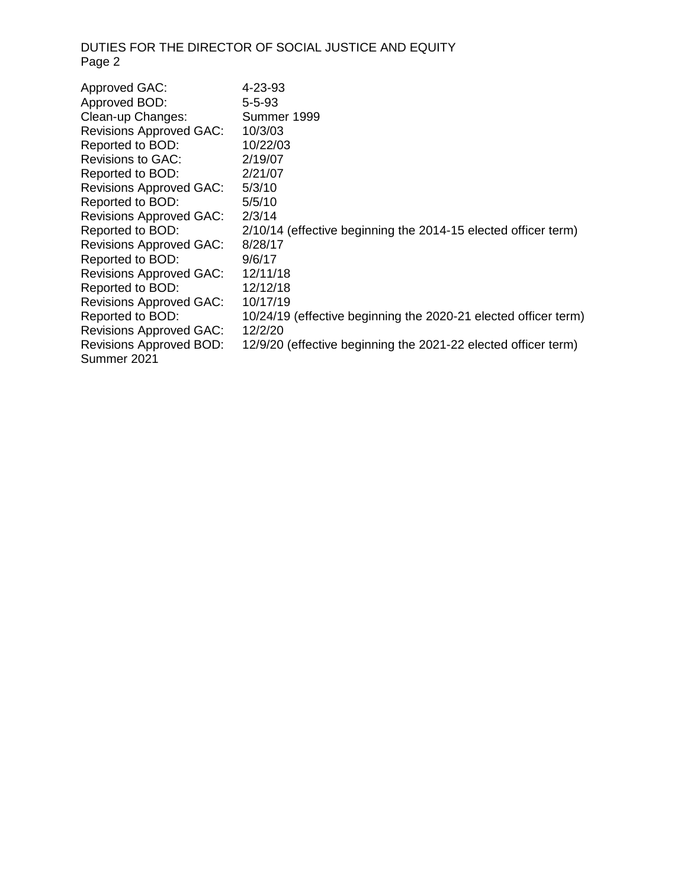| | |
|---|---|
| Approved GAC: | 4-23-93 |
| Approved BOD: | 5-5-93 |
| Clean-up Changes: | Summer 1999 |
| Revisions Approved GAC: | 10/3/03 |
| Reported to BOD: | 10/22/03 |
| Revisions to GAC: | 2/19/07 |
| Reported to BOD: | 2/21/07 |
| Revisions Approved GAC: | 5/3/10 |
| Reported to BOD: | 5/5/10 |
| Revisions Approved GAC: | 2/3/14 |
| Reported to BOD: | 2/10/14 (effective beginning the 2014-15 elected officer term) |
| Revisions Approved GAC: | 8/28/17 |
| Reported to BOD: | 9/6/17 |
| Revisions Approved GAC: | 12/11/18 |
| Reported to BOD: | 12/12/18 |
| Revisions Approved GAC: | 10/17/19 |
| Reported to BOD: | 10/24/19 (effective beginning the 2020-21 elected officer term) |
| Revisions Approved GAC: | 12/2/20 |
| Revisions Approved BOD: | 12/9/20 (effective beginning the 2021-22 elected officer term) |
| Summer 2021 | |